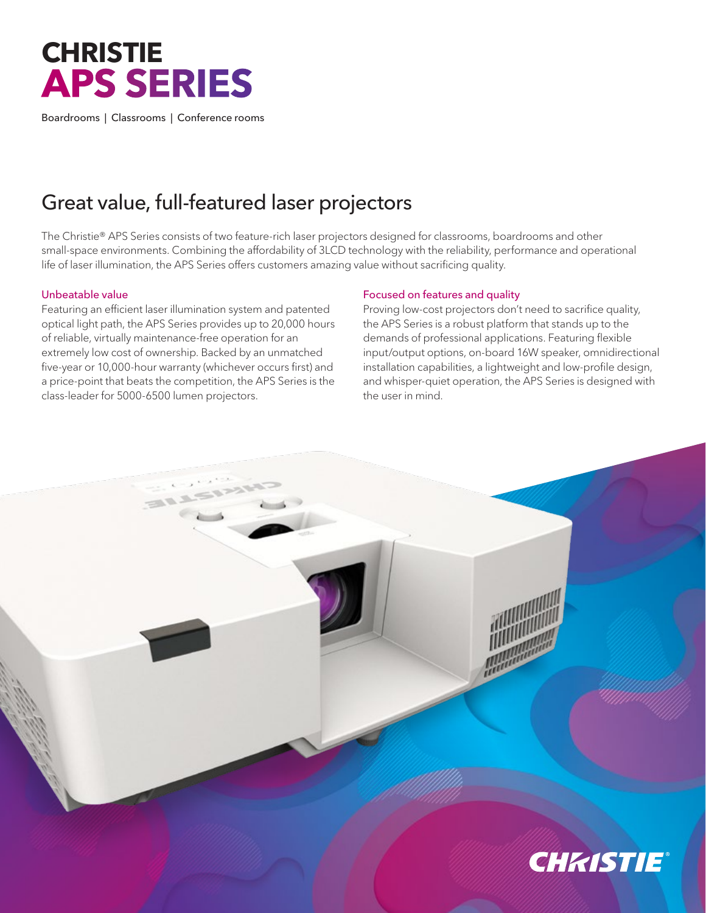# CHRISTIE
# APS SERIES

Boardrooms | Classrooms | Conference rooms

## Great value, full-featured laser projectors

The Christie® APS Series consists of two feature-rich laser projectors designed for classrooms, boardrooms and other small-space environments. Combining the affordability of 3LCD technology with the reliability, performance and operational life of laser illumination, the APS Series offers customers amazing value without sacrificing quality.

### Unbeatable value

Featuring an efficient laser illumination system and patented optical light path, the APS Series provides up to 20,000 hours of reliable, virtually maintenance-free operation for an extremely low cost of ownership. Backed by an unmatched five-year or 10,000-hour warranty (whichever occurs first) and a price-point that beats the competition, the APS Series is the class-leader for 5000-6500 lumen projectors.

### Focused on features and quality

Proving low-cost projectors don't need to sacrifice quality, the APS Series is a robust platform that stands up to the demands of professional applications. Featuring flexible input/output options, on-board 16W speaker, omnidirectional installation capabilities, a lightweight and low-profile design, and whisper-quiet operation, the APS Series is designed with the user in mind.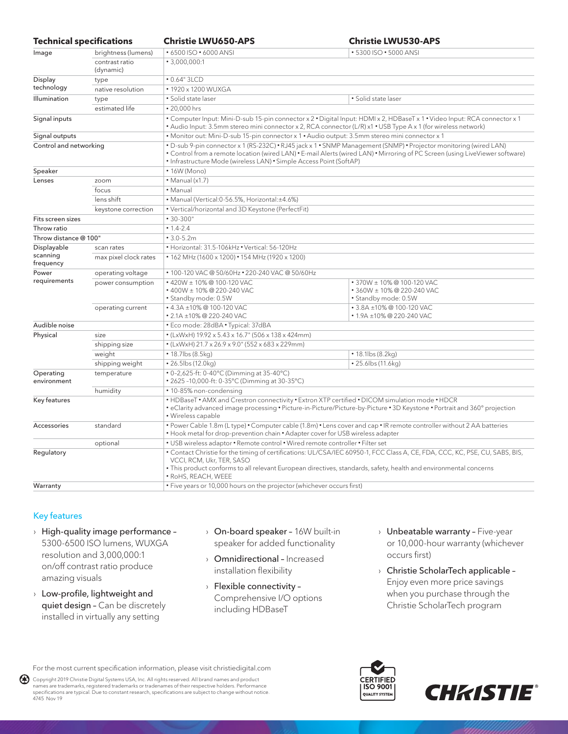| Technical specifications | | Christie LWU650-APS | Christie LWU530-APS |
|---|---|---|---|
| Image | brightness (lumens) | • 6500 ISO • 6000 ANSI | • 5300 ISO • 5000 ANSI |
| | contrast ratio (dynamic) | • 3,000,000:1 | |
| Display technology | type | • 0.64" 3LCD | |
| | native resolution | • 1920 x 1200 WUXGA | |
| Illumination | type | • Solid state laser | • Solid state laser |
| | estimated life | • 20,000 hrs | |
| Signal inputs | | • Computer Input: Mini-D-sub 15-pin connector x 2 • Digital Input: HDMI x 2, HDBaseT x 1 • Video Input: RCA connector x 1 • Audio Input: 3.5mm stereo mini connector x 2, RCA connector (L/R) x1 • USB Type A x 1 (for wireless network) | |
| Signal outputs | | • Monitor out: Mini-D-sub 15-pin connector x 1 • Audio output: 3.5mm stereo mini connector x 1 | |
| Control and networking | | • D-sub 9-pin connector x 1 (RS-232C) • RJ45 jack x 1 • SNMP Management (SNMP) • Projector monitoring (wired LAN) • Control from a remote location (wired LAN) • E-mail Alerts (wired LAN) • Mirroring of PC Screen (using LiveViewer software) • Infrastructure Mode (wireless LAN) • Simple Access Point (SoftAP) | |
| Speaker | | • 16W (Mono) | |
| Lenses | zoom | • Manual (x1.7) | |
| | focus | • Manual | |
| | lens shift | • Manual (Vertical:0-56.5%, Horizontal:±4.6%) | |
| | keystone correction | • Vertical/horizontal and 3D Keystone (PerfectFit) | |
| Fits screen sizes | | • 30-300" | |
| Throw ratio | | • 1.4-2.4 | |
| Throw distance @ 100" | | • 3.0-5.2m | |
| Displayable scanning frequency | scan rates | • Horizontal: 31.5-106kHz • Vertical: 56-120Hz | |
| | max pixel clock rates | • 162 MHz (1600 x 1200) • 154 MHz (1920 x 1200) | |
| Power requirements | operating voltage | • 100-120 VAC @ 50/60Hz • 220-240 VAC @ 50/60Hz | |
| | power consumption | • 420W ± 10% @ 100-120 VAC • 400W ± 10% @ 220-240 VAC • Standby mode: 0.5W | • 370W ± 10% @ 100-120 VAC • 360W ± 10% @ 220-240 VAC • Standby mode: 0.5W |
| | operating current | • 4.3A ±10% @ 100-120 VAC • 2.1A ±10% @ 220-240 VAC | • 3.8A ±10% @ 100-120 VAC • 1.9A ±10% @ 220-240 VAC |
| Audible noise | | • Eco mode: 28dBA • Typical: 37dBA | |
| Physical | size | • (LxWxH) 19.92 x 5.43 x 16.7" (506 x 138 x 424mm) | |
| | shipping size | • (LxWxH) 21.7 x 26.9 x 9.0" (552 x 683 x 229mm) | |
| | weight | • 18.7lbs (8.5kg) | • 18.1lbs (8.2kg) |
| | shipping weight | • 26.5lbs (12.0kg) | • 25.6lbs (11.6kg) |
| Operating environment | temperature | • 0-2,625-ft: 0-40°C (Dimming at 35-40°C) • 2625 -10,000-ft: 0-35°C (Dimming at 30-35°C) | |
| | humidity | • 10-85% non-condensing | |
| Key features | | • HDBaseT • AMX and Crestron connectivity • Extron XTP certified • DICOM simulation mode • HDCR • eClarity advanced image processing • Picture-in-Picture/Picture-by-Picture • 3D Keystone • Portrait and 360° projection • Wireless capable | |
| Accessories | standard | • Power Cable 1.8m (L type) • Computer cable (1.8m) • Lens cover and cap • IR remote controller without 2 AA batteries • Hook metal for drop-prevention chain • Adapter cover for USB wireless adapter | |
| | optional | • USB wireless adaptor • Remote control • Wired remote controller • Filter set | |
| Regulatory | | • Contact Christie for the timing of certifications: UL/CSA/IEC 60950-1, FCC Class A, CE, FDA, CCC, KC, PSE, CU, SABS, BIS, VCCI, RCM, Ukr, TER, SASO • This product conforms to all relevant European directives, standards, safety, health and environmental concerns • RoHS, REACH, WEEE | |
| Warranty | | • Five years or 10,000 hours on the projector (whichever occurs first) | |

## Key features

- **High-quality image performance** – 5300-6500 ISO lumens, WUXGA resolution and 3,000,000:1 on/off contrast ratio produce amazing visuals
- **Low-profile, lightweight and quiet design** – Can be discretely installed in virtually any setting
- **On-board speaker** – 16W built-in speaker for added functionality
- **Omnidirectional** – Increased installation flexibility
- **Flexible connectivity** – Comprehensive I/O options including HDBaseT
- **Unbeatable warranty** – Five-year or 10,000-hour warranty (whichever occurs first)
- **Christie ScholarTech applicable** – Enjoy even more price savings when you purchase through the Christie ScholarTech program

For the most current specification information, please visit christiedigital.com

Copyright 2019 Christie Digital Systems USA, Inc. All rights reserved. All brand names and product names are trademarks, registered trademarks or tradenames of their respective holders. Performance specifications are typical. Due to constant research, specifications are subject to change without notice. 4745 Nov 19

CERTIFIED ISO 9001 QUALITY SYSTEM

CHRISTIE®